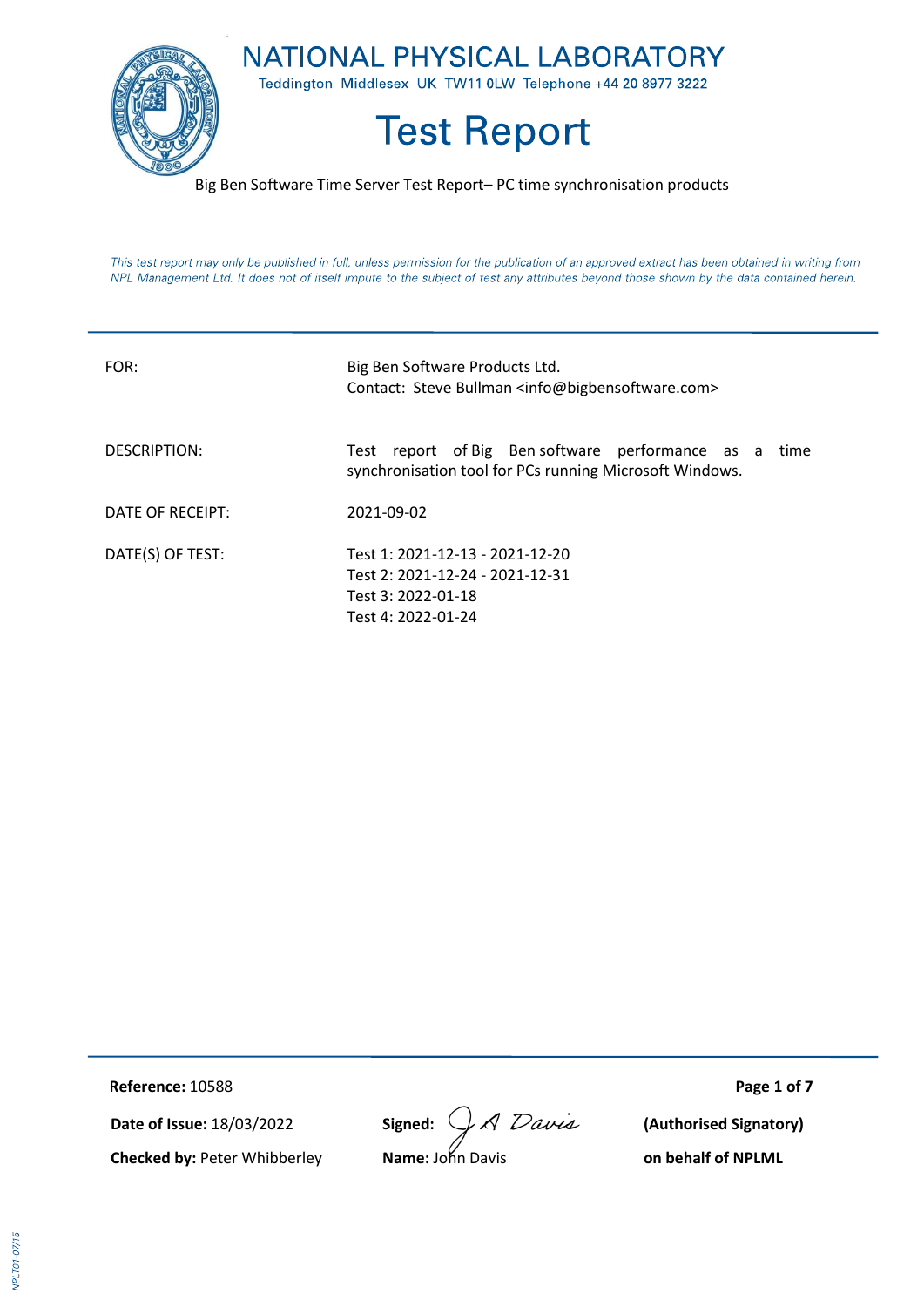# NATIONAL PHYSICAL LABORATORY

Teddington Middlesex UK TW11 0LW Telephone +44 20 8977 3222

# Test Report

Big Ben Software Time Server Test Report– PC time synchronisation products

*This test report may only be published in full, unless permission for the publication of an approved extract has been obtained in writing from NPL Management Ltd. It does not of itself impute to the subject of test any attributes beyond those shown by the data contained herein.*

| | |
|---|---|
| FOR: | Big Ben Software Products Ltd.<br>Contact: Steve Bullman <info@bigbensoftware.com> |
| DESCRIPTION: | Test report of Big Ben software performance as a time synchronisation tool for PCs running Microsoft Windows. |
| DATE OF RECEIPT: | 2021-09-02 |
| DATE(S) OF TEST: | Test 1: 2021-12-13 - 2021-12-20<br>Test 2: 2021-12-24 - 2021-12-31<br>Test 3: 2022-01-18<br>Test 4: 2022-01-24 |

**Reference:** 10588

**Date of Issue:** 18/03/2022

**Checked by:** Peter Whibberley

**Signed:** J A Davis

**Name:** John Davis

**(Authorised Signatory)**

**on behalf of NPLML**

NPLT01-07/15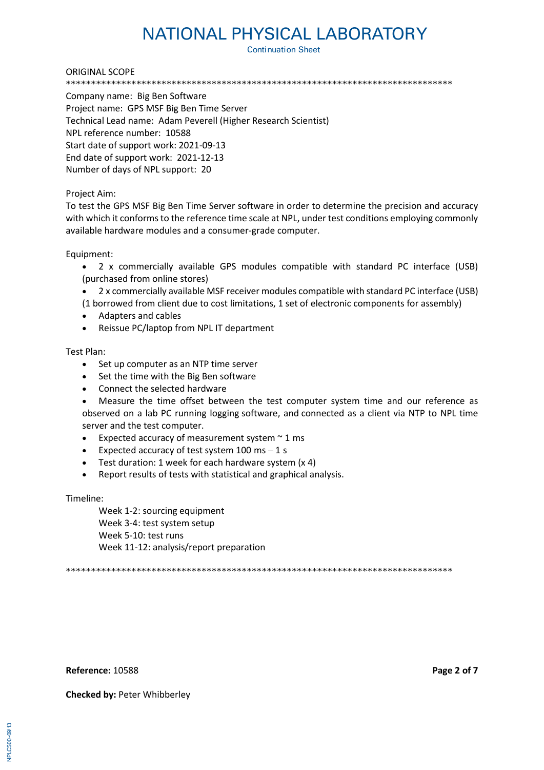ORIGINAL SCOPE

*******************************************************************************

Company name: Big Ben Software
Project name: GPS MSF Big Ben Time Server
Technical Lead name: Adam Peverell (Higher Research Scientist)
NPL reference number: 10588
Start date of support work: 2021-09-13
End date of support work: 2021-12-13
Number of days of NPL support: 20

Project Aim:
To test the GPS MSF Big Ben Time Server software in order to determine the precision and accuracy with which it conforms to the reference time scale at NPL, under test conditions employing commonly available hardware modules and a consumer-grade computer.

Equipment:

- 2 x commercially available GPS modules compatible with standard PC interface (USB) (purchased from online stores)
- 2 x commercially available MSF receiver modules compatible with standard PC interface (USB) (1 borrowed from client due to cost limitations, 1 set of electronic components for assembly)
- Adapters and cables
- Reissue PC/laptop from NPL IT department

Test Plan:

- Set up computer as an NTP time server
- Set the time with the Big Ben software
- Connect the selected hardware
- Measure the time offset between the test computer system time and our reference as observed on a lab PC running logging software, and connected as a client via NTP to NPL time server and the test computer.
- Expected accuracy of measurement system ~ 1 ms
- Expected accuracy of test system 100 ms – 1 s
- Test duration: 1 week for each hardware system (x 4)
- Report results of tests with statistical and graphical analysis.

Timeline:

Week 1-2: sourcing equipment
Week 3-4: test system setup
Week 5-10: test runs
Week 11-12: analysis/report preparation

*******************************************************************************

**Reference:** 10588

**Checked by:** Peter Whibberley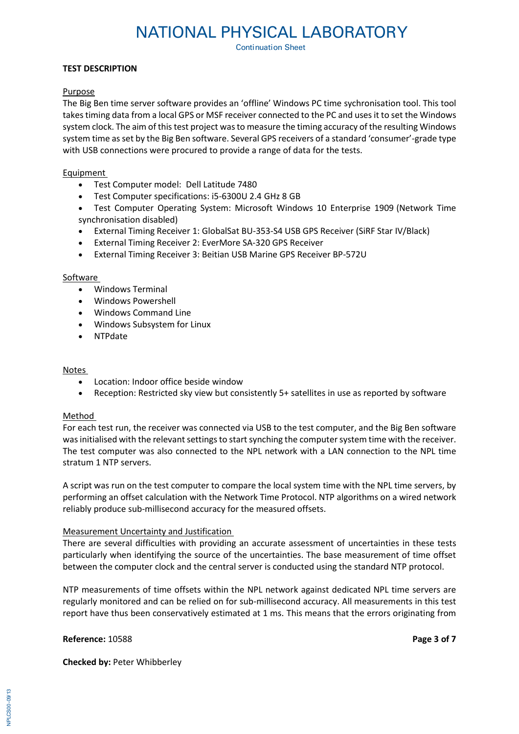**TEST DESCRIPTION**

Purpose

The Big Ben time server software provides an 'offline' Windows PC time sychronisation tool. This tool takes timing data from a local GPS or MSF receiver connected to the PC and uses it to set the Windows system clock. The aim of this test project was to measure the timing accuracy of the resulting Windows system time as set by the Big Ben software. Several GPS receivers of a standard 'consumer'-grade type with USB connections were procured to provide a range of data for the tests.

Equipment

- Test Computer model: Dell Latitude 7480
- Test Computer specifications: i5-6300U 2.4 GHz 8 GB
- Test Computer Operating System: Microsoft Windows 10 Enterprise 1909 (Network Time synchronisation disabled)
- External Timing Receiver 1: GlobalSat BU-353-S4 USB GPS Receiver (SiRF Star IV/Black)
- External Timing Receiver 2: EverMore SA-320 GPS Receiver
- External Timing Receiver 3: Beitian USB Marine GPS Receiver BP-572U

Software

- Windows Terminal
- Windows Powershell
- Windows Command Line
- Windows Subsystem for Linux
- NTPdate

Notes

- Location: Indoor office beside window
- Reception: Restricted sky view but consistently 5+ satellites in use as reported by software

Method

For each test run, the receiver was connected via USB to the test computer, and the Big Ben software was initialised with the relevant settings to start synching the computer system time with the receiver. The test computer was also connected to the NPL network with a LAN connection to the NPL time stratum 1 NTP servers.

A script was run on the test computer to compare the local system time with the NPL time servers, by performing an offset calculation with the Network Time Protocol. NTP algorithms on a wired network reliably produce sub-millisecond accuracy for the measured offsets.

Measurement Uncertainty and Justification

There are several difficulties with providing an accurate assessment of uncertainties in these tests particularly when identifying the source of the uncertainties. The base measurement of time offset between the computer clock and the central server is conducted using the standard NTP protocol.

NTP measurements of time offsets within the NPL network against dedicated NPL time servers are regularly monitored and can be relied on for sub-millisecond accuracy. All measurements in this test report have thus been conservatively estimated at 1 ms. This means that the errors originating from

**Reference:** 10588

**Checked by:** Peter Whibberley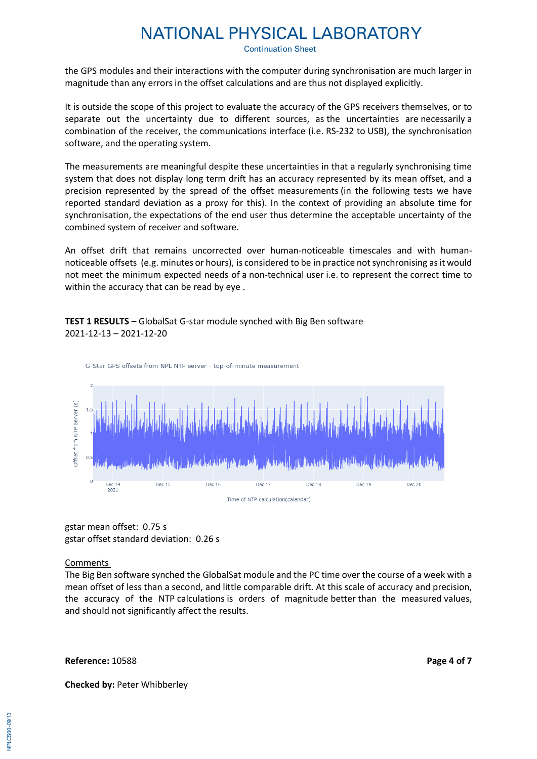the GPS modules and their interactions with the computer during synchronisation are much larger in magnitude than any errors in the offset calculations and are thus not displayed explicitly.

It is outside the scope of this project to evaluate the accuracy of the GPS receivers themselves, or to separate out the uncertainty due to different sources, as the uncertainties are necessarily a combination of the receiver, the communications interface (i.e. RS-232 to USB), the synchronisation software, and the operating system.

The measurements are meaningful despite these uncertainties in that a regularly synchronising time system that does not display long term drift has an accuracy represented by its mean offset, and a precision represented by the spread of the offset measurements (in the following tests we have reported standard deviation as a proxy for this). In the context of providing an absolute time for synchronisation, the expectations of the end user thus determine the acceptable uncertainty of the combined system of receiver and software.

An offset drift that remains uncorrected over human-noticeable timescales and with human-noticeable offsets (e.g. minutes or hours), is considered to be in practice not synchronising as it would not meet the minimum expected needs of a non-technical user i.e. to represent the correct time to within the accuracy that can be read by eye .

**TEST 1 RESULTS** – GlobalSat G-star module synched with Big Ben software
2021-12-13 – 2021-12-20

G-Star GPS offsets from NPL NTP server - top-of-minute measurement

gstar mean offset: 0.75 s
gstar offset standard deviation: 0.26 s

Comments

The Big Ben software synched the GlobalSat module and the PC time over the course of a week with a mean offset of less than a second, and little comparable drift. At this scale of accuracy and precision, the accuracy of the NTP calculations is orders of magnitude better than the measured values, and should not significantly affect the results.

**Reference:** 10588

**Checked by:** Peter Whibberley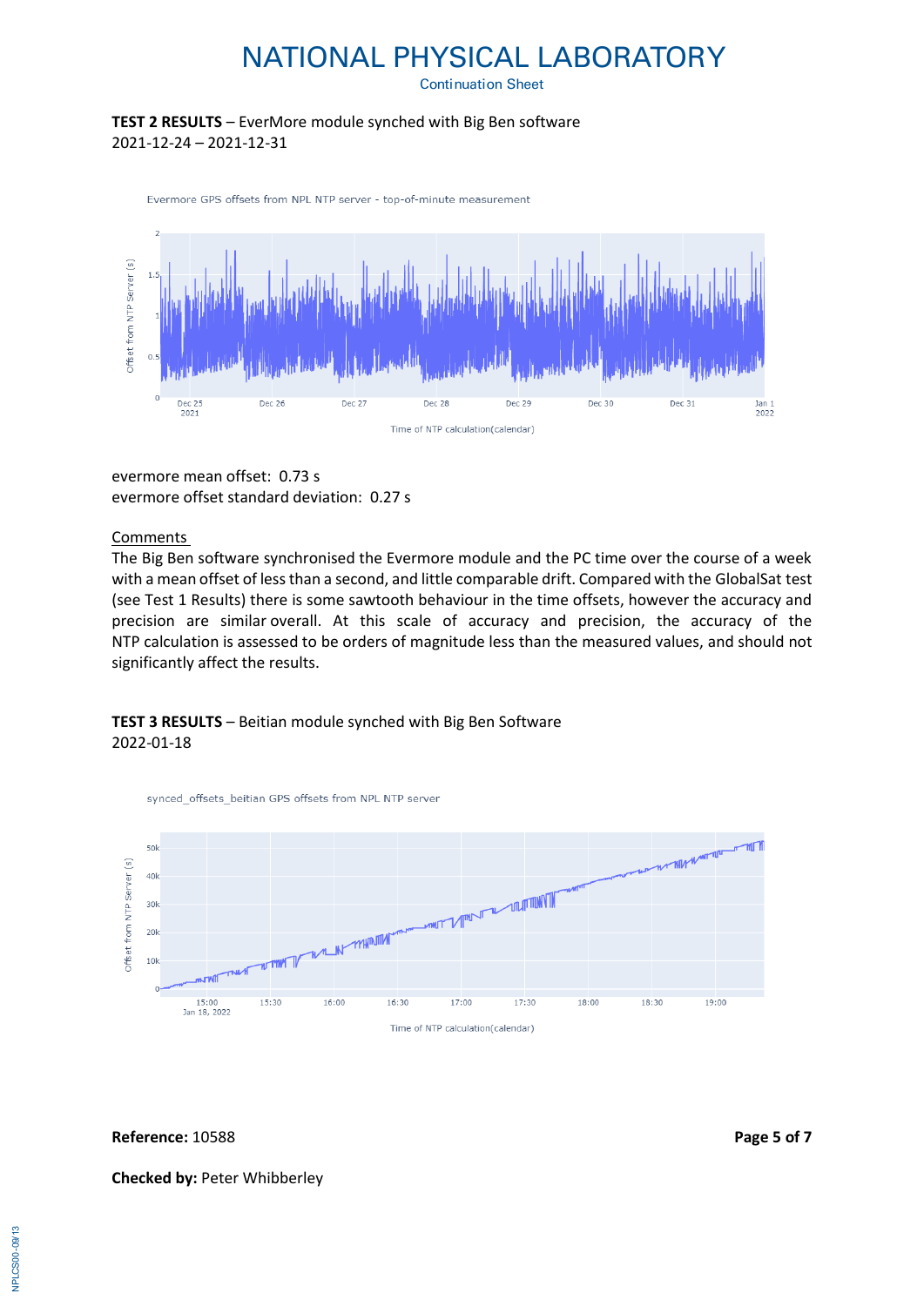**TEST 2 RESULTS** – EverMore module synched with Big Ben software
2021-12-24 – 2021-12-31

Evermore GPS offsets from NPL NTP server - top-of-minute measurement

evermore mean offset: 0.73 s
evermore offset standard deviation: 0.27 s

Comments

The Big Ben software synchronised the Evermore module and the PC time over the course of a week with a mean offset of less than a second, and little comparable drift. Compared with the GlobalSat test (see Test 1 Results) there is some sawtooth behaviour in the time offsets, however the accuracy and precision are similar overall. At this scale of accuracy and precision, the accuracy of the NTP calculation is assessed to be orders of magnitude less than the measured values, and should not significantly affect the results.

**TEST 3 RESULTS** – Beitian module synched with Big Ben Software
2022-01-18

synced_offsets_beitian GPS offsets from NPL NTP server

**Reference:** 10588

**Checked by:** Peter Whibberley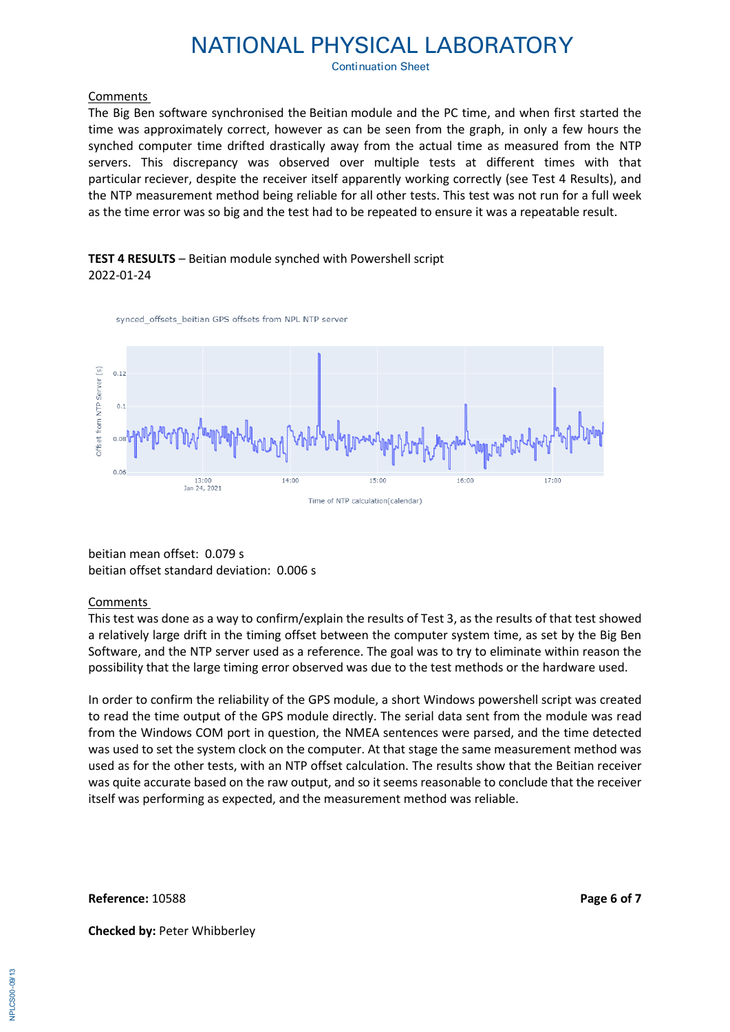Comments

The Big Ben software synchronised the Beitian module and the PC time, and when first started the time was approximately correct, however as can be seen from the graph, in only a few hours the synched computer time drifted drastically away from the actual time as measured from the NTP servers. This discrepancy was observed over multiple tests at different times with that particular reciever, despite the receiver itself apparently working correctly (see Test 4 Results), and the NTP measurement method being reliable for all other tests. This test was not run for a full week as the time error was so big and the test had to be repeated to ensure it was a repeatable result.

**TEST 4 RESULTS** – Beitian module synched with Powershell script
2022-01-24

beitian mean offset: 0.079 s
beitian offset standard deviation: 0.006 s

Comments

This test was done as a way to confirm/explain the results of Test 3, as the results of that test showed a relatively large drift in the timing offset between the computer system time, as set by the Big Ben Software, and the NTP server used as a reference. The goal was to try to eliminate within reason the possibility that the large timing error observed was due to the test methods or the hardware used.

In order to confirm the reliability of the GPS module, a short Windows powershell script was created to read the time output of the GPS module directly. The serial data sent from the module was read from the Windows COM port in question, the NMEA sentences were parsed, and the time detected was used to set the system clock on the computer. At that stage the same measurement method was used as for the other tests, with an NTP offset calculation. The results show that the Beitian receiver was quite accurate based on the raw output, and so it seems reasonable to conclude that the receiver itself was performing as expected, and the measurement method was reliable.

**Reference:** 10588

**Checked by:** Peter Whibberley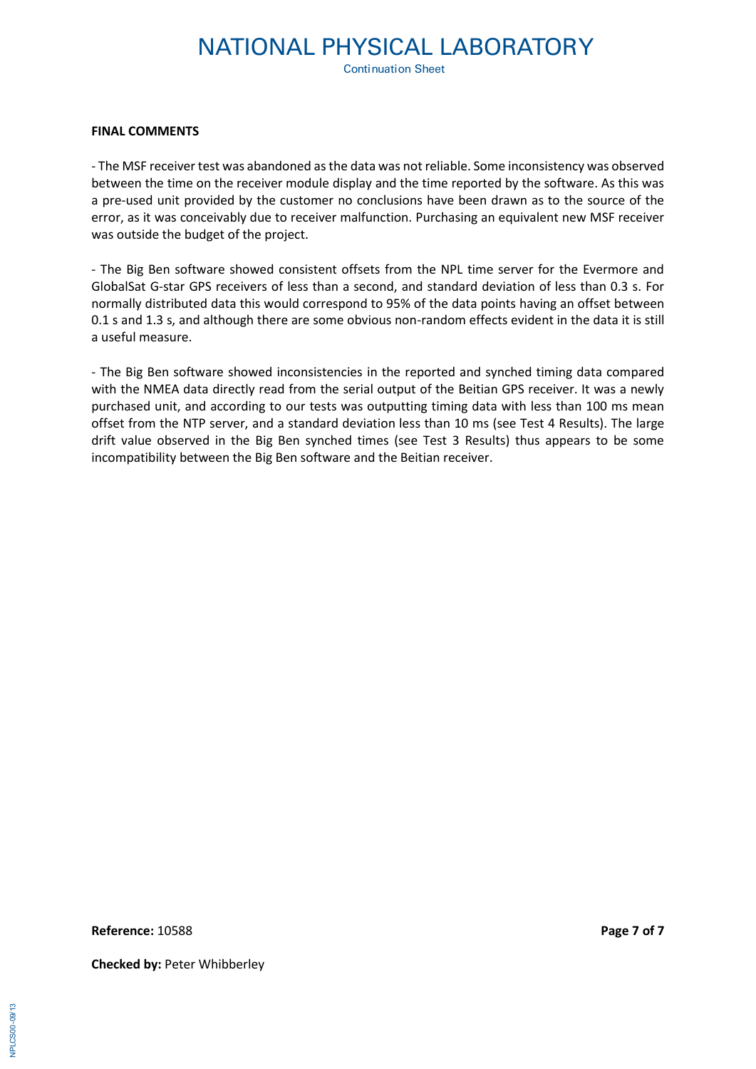**FINAL COMMENTS**

- The MSF receiver test was abandoned as the data was not reliable. Some inconsistency was observed between the time on the receiver module display and the time reported by the software. As this was a pre-used unit provided by the customer no conclusions have been drawn as to the source of the error, as it was conceivably due to receiver malfunction. Purchasing an equivalent new MSF receiver was outside the budget of the project.

- The Big Ben software showed consistent offsets from the NPL time server for the Evermore and GlobalSat G-star GPS receivers of less than a second, and standard deviation of less than 0.3 s. For normally distributed data this would correspond to 95% of the data points having an offset between 0.1 s and 1.3 s, and although there are some obvious non-random effects evident in the data it is still a useful measure.

- The Big Ben software showed inconsistencies in the reported and synched timing data compared with the NMEA data directly read from the serial output of the Beitian GPS receiver. It was a newly purchased unit, and according to our tests was outputting timing data with less than 100 ms mean offset from the NTP server, and a standard deviation less than 10 ms (see Test 4 Results). The large drift value observed in the Big Ben synched times (see Test 3 Results) thus appears to be some incompatibility between the Big Ben software and the Beitian receiver.

**Reference:** 10588

**Checked by:** Peter Whibberley